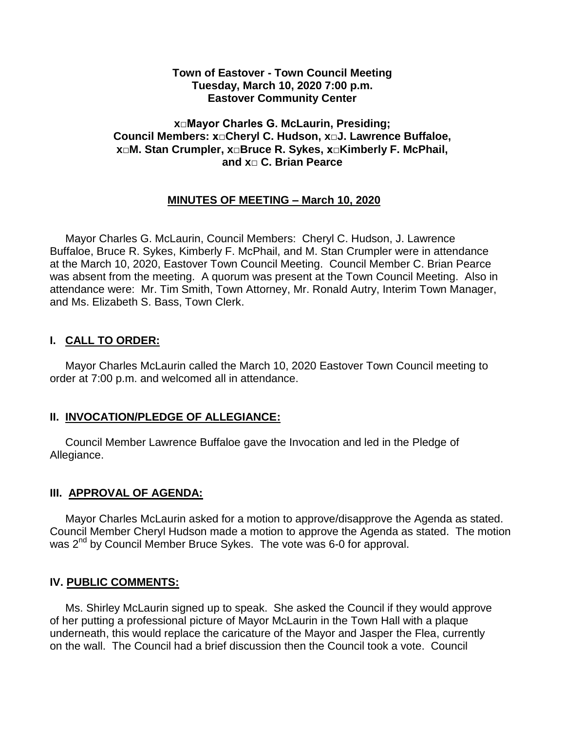**Town of Eastover - Town Council Meeting**
**Tuesday, March 10, 2020 7:00 p.m.**
**Eastover Community Center**

**x□Mayor Charles G. McLaurin, Presiding;**
**Council Members: x□Cheryl C. Hudson, x□J. Lawrence Buffaloe,**
**x□M. Stan Crumpler, x□Bruce R. Sykes, x□Kimberly F. McPhail,**
**and x□ C. Brian Pearce**

**MINUTES OF MEETING – March 10, 2020**

Mayor Charles G. McLaurin, Council Members: Cheryl C. Hudson, J. Lawrence Buffaloe, Bruce R. Sykes, Kimberly F. McPhail, and M. Stan Crumpler were in attendance at the March 10, 2020, Eastover Town Council Meeting. Council Member C. Brian Pearce was absent from the meeting. A quorum was present at the Town Council Meeting. Also in attendance were: Mr. Tim Smith, Town Attorney, Mr. Ronald Autry, Interim Town Manager, and Ms. Elizabeth S. Bass, Town Clerk.

## I. CALL TO ORDER:

Mayor Charles McLaurin called the March 10, 2020 Eastover Town Council meeting to order at 7:00 p.m. and welcomed all in attendance.

## II. INVOCATION/PLEDGE OF ALLEGIANCE:

Council Member Lawrence Buffaloe gave the Invocation and led in the Pledge of Allegiance.

## III. APPROVAL OF AGENDA:

Mayor Charles McLaurin asked for a motion to approve/disapprove the Agenda as stated. Council Member Cheryl Hudson made a motion to approve the Agenda as stated. The motion was 2nd by Council Member Bruce Sykes. The vote was 6-0 for approval.

## IV. PUBLIC COMMENTS:

Ms. Shirley McLaurin signed up to speak. She asked the Council if they would approve of her putting a professional picture of Mayor McLaurin in the Town Hall with a plaque underneath, this would replace the caricature of the Mayor and Jasper the Flea, currently on the wall. The Council had a brief discussion then the Council took a vote. Council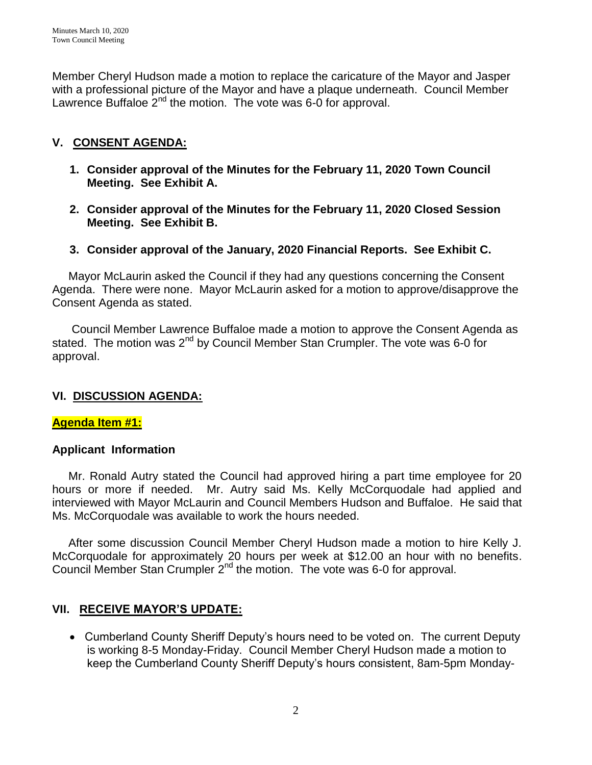Member Cheryl Hudson made a motion to replace the caricature of the Mayor and Jasper with a professional picture of the Mayor and have a plaque underneath. Council Member Lawrence Buffaloe 2nd the motion. The vote was 6-0 for approval.

## V. CONSENT AGENDA:

1. **Consider approval of the Minutes for the February 11, 2020 Town Council Meeting. See Exhibit A.**

2. **Consider approval of the Minutes for the February 11, 2020 Closed Session Meeting. See Exhibit B.**

3. **Consider approval of the January, 2020 Financial Reports. See Exhibit C.**

Mayor McLaurin asked the Council if they had any questions concerning the Consent Agenda. There were none. Mayor McLaurin asked for a motion to approve/disapprove the Consent Agenda as stated.

Council Member Lawrence Buffaloe made a motion to approve the Consent Agenda as stated. The motion was 2nd by Council Member Stan Crumpler. The vote was 6-0 for approval.

## VI. DISCUSSION AGENDA:

**Agenda Item #1:**

### Applicant Information

Mr. Ronald Autry stated the Council had approved hiring a part time employee for 20 hours or more if needed. Mr. Autry said Ms. Kelly McCorquodale had applied and interviewed with Mayor McLaurin and Council Members Hudson and Buffaloe. He said that Ms. McCorquodale was available to work the hours needed.

After some discussion Council Member Cheryl Hudson made a motion to hire Kelly J. McCorquodale for approximately 20 hours per week at $12.00 an hour with no benefits. Council Member Stan Crumpler 2nd the motion. The vote was 6-0 for approval.

## VII. RECEIVE MAYOR'S UPDATE:

- Cumberland County Sheriff Deputy's hours need to be voted on. The current Deputy is working 8-5 Monday-Friday. Council Member Cheryl Hudson made a motion to keep the Cumberland County Sheriff Deputy's hours consistent, 8am-5pm Monday-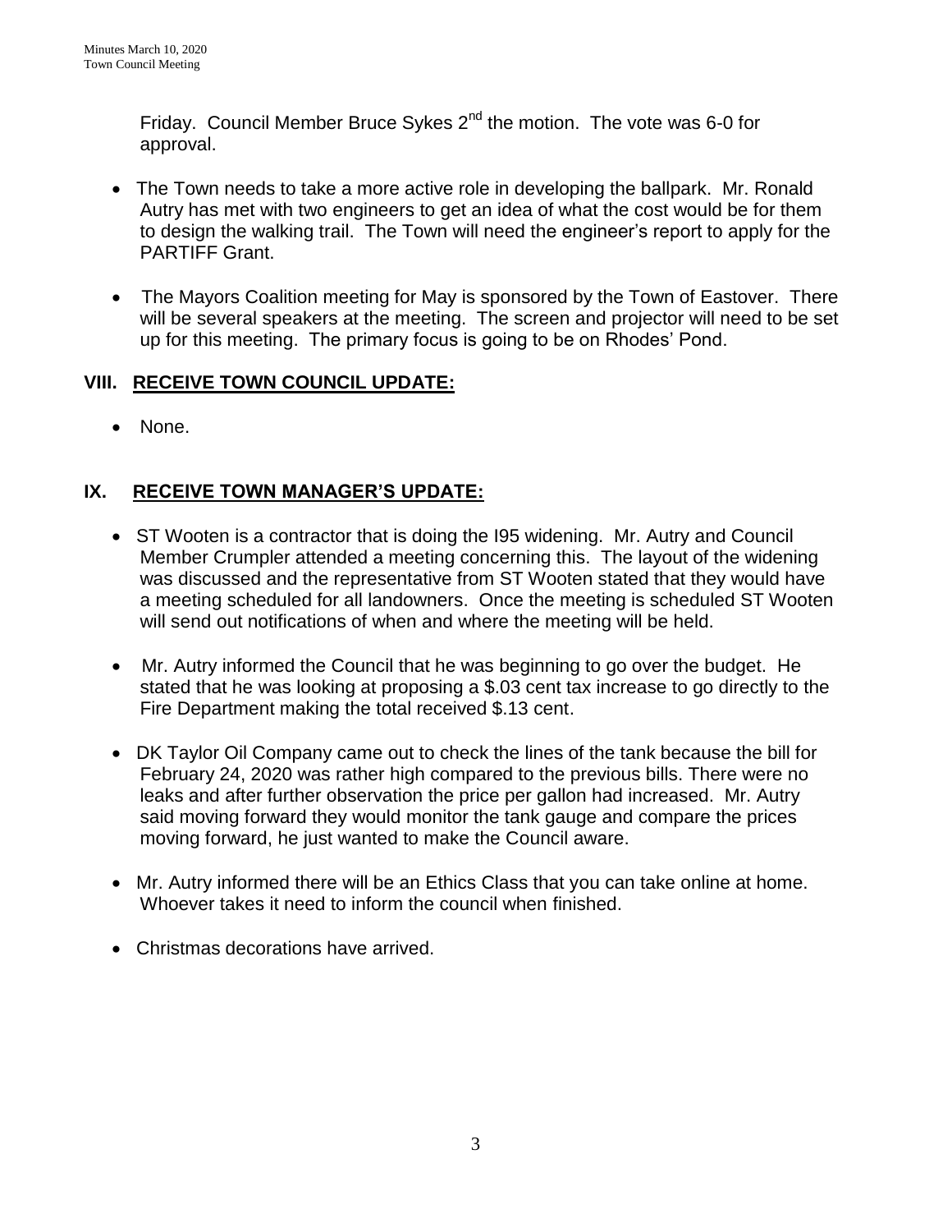Friday. Council Member Bruce Sykes 2nd the motion. The vote was 6-0 for approval.

- The Town needs to take a more active role in developing the ballpark. Mr. Ronald Autry has met with two engineers to get an idea of what the cost would be for them to design the walking trail. The Town will need the engineer's report to apply for the PARTIFF Grant.

- The Mayors Coalition meeting for May is sponsored by the Town of Eastover. There will be several speakers at the meeting. The screen and projector will need to be set up for this meeting. The primary focus is going to be on Rhodes' Pond.

## VIII. RECEIVE TOWN COUNCIL UPDATE:

- None.

## IX. RECEIVE TOWN MANAGER'S UPDATE:

- ST Wooten is a contractor that is doing the I95 widening. Mr. Autry and Council Member Crumpler attended a meeting concerning this. The layout of the widening was discussed and the representative from ST Wooten stated that they would have a meeting scheduled for all landowners. Once the meeting is scheduled ST Wooten will send out notifications of when and where the meeting will be held.

- Mr. Autry informed the Council that he was beginning to go over the budget. He stated that he was looking at proposing a $.03 cent tax increase to go directly to the Fire Department making the total received $.13 cent.

- DK Taylor Oil Company came out to check the lines of the tank because the bill for February 24, 2020 was rather high compared to the previous bills. There were no leaks and after further observation the price per gallon had increased. Mr. Autry said moving forward they would monitor the tank gauge and compare the prices moving forward, he just wanted to make the Council aware.

- Mr. Autry informed there will be an Ethics Class that you can take online at home. Whoever takes it need to inform the council when finished.

- Christmas decorations have arrived.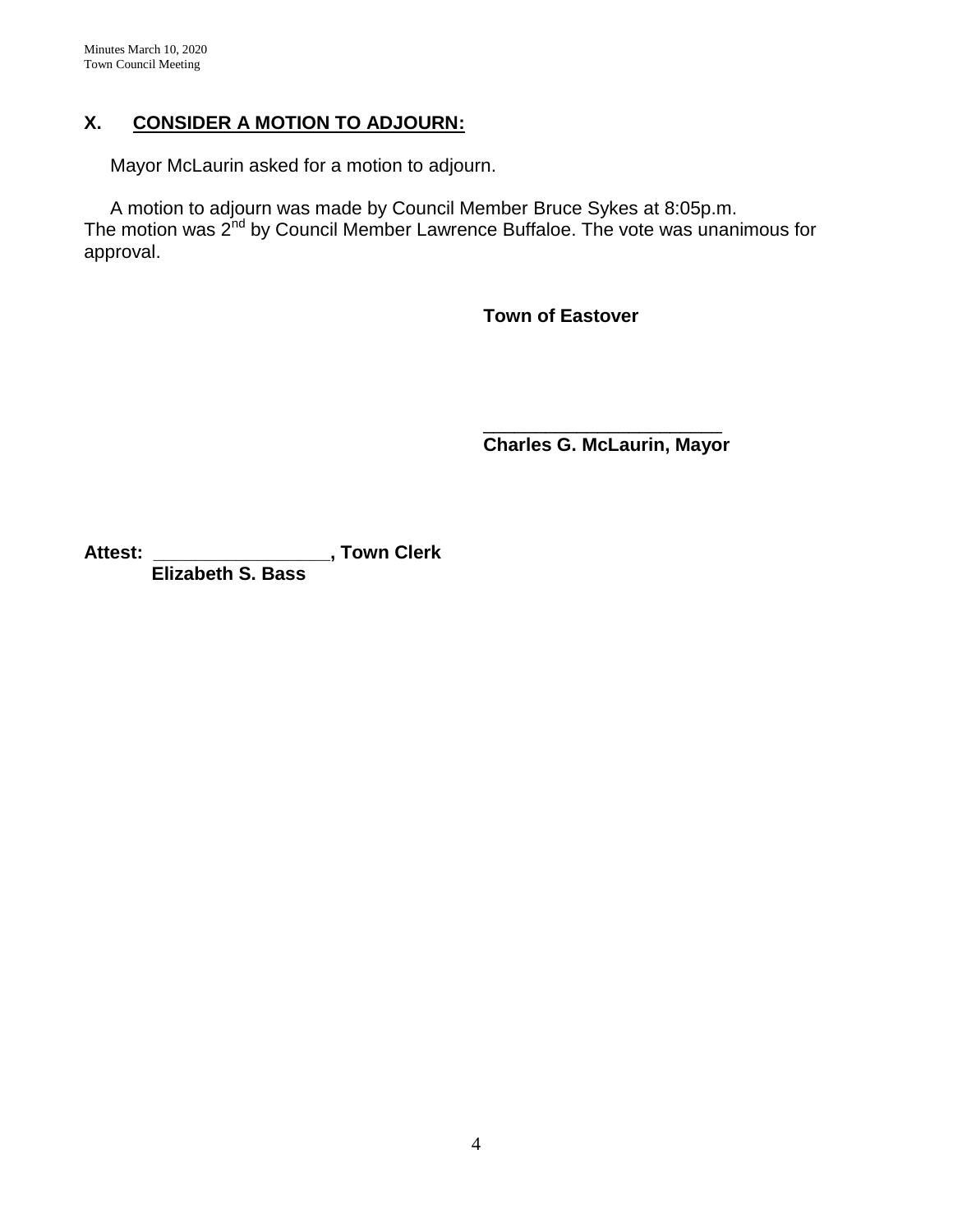## X. CONSIDER A MOTION TO ADJOURN:

Mayor McLaurin asked for a motion to adjourn.

A motion to adjourn was made by Council Member Bruce Sykes at 8:05p.m. The motion was 2nd by Council Member Lawrence Buffaloe. The vote was unanimous for approval.

**Town of Eastover**

_______________________
**Charles G. McLaurin, Mayor**

**Attest: _________________, Town Clerk**
**Elizabeth S. Bass**